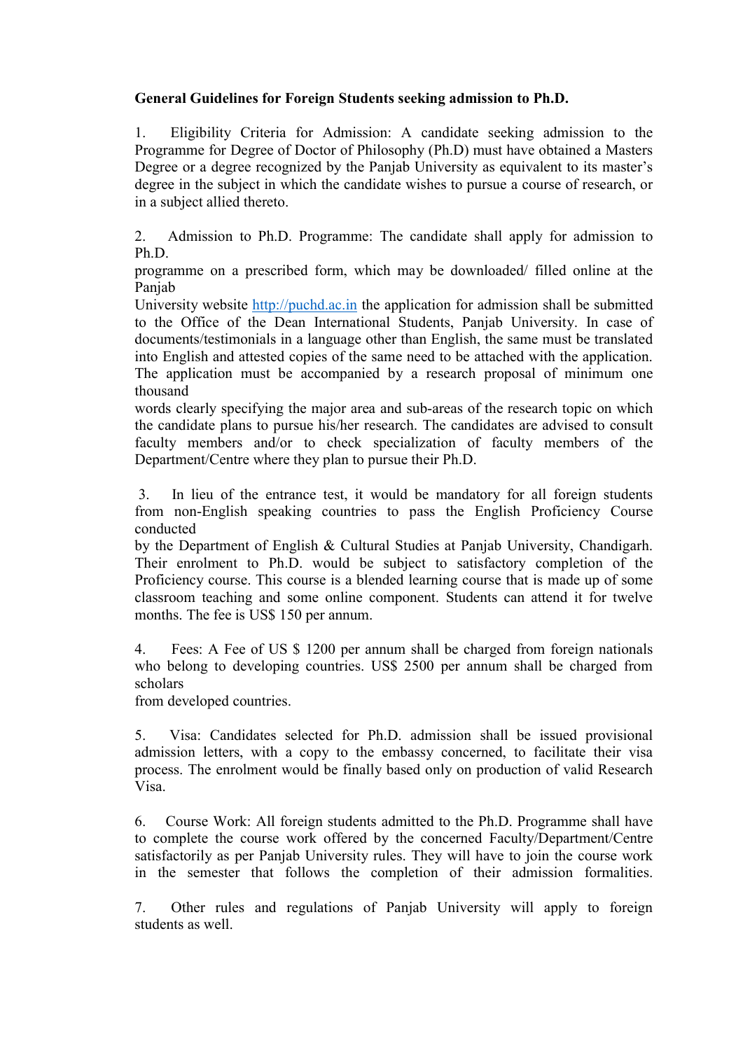**General Guidelines for Foreign Students seeking admission to Ph.D.**

1. Eligibility Criteria for Admission: A candidate seeking admission to the Programme for Degree of Doctor of Philosophy (Ph.D) must have obtained a Masters Degree or a degree recognized by the Panjab University as equivalent to its master's degree in the subject in which the candidate wishes to pursue a course of research, or in a subject allied thereto.

2. Admission to Ph.D. Programme: The candidate shall apply for admission to Ph.D. programme on a prescribed form, which may be downloaded/ filled online at the Panjab University website http://puchd.ac.in the application for admission shall be submitted to the Office of the Dean International Students, Panjab University. In case of documents/testimonials in a language other than English, the same must be translated into English and attested copies of the same need to be attached with the application. The application must be accompanied by a research proposal of minimum one thousand words clearly specifying the major area and sub-areas of the research topic on which the candidate plans to pursue his/her research. The candidates are advised to consult faculty members and/or to check specialization of faculty members of the Department/Centre where they plan to pursue their Ph.D.

3. In lieu of the entrance test, it would be mandatory for all foreign students from non-English speaking countries to pass the English Proficiency Course conducted by the Department of English & Cultural Studies at Panjab University, Chandigarh. Their enrolment to Ph.D. would be subject to satisfactory completion of the Proficiency course. This course is a blended learning course that is made up of some classroom teaching and some online component. Students can attend it for twelve months. The fee is US$ 150 per annum.

4. Fees: A Fee of US $ 1200 per annum shall be charged from foreign nationals who belong to developing countries. US$ 2500 per annum shall be charged from scholars from developed countries.

5. Visa: Candidates selected for Ph.D. admission shall be issued provisional admission letters, with a copy to the embassy concerned, to facilitate their visa process. The enrolment would be finally based only on production of valid Research Visa.

6. Course Work: All foreign students admitted to the Ph.D. Programme shall have to complete the course work offered by the concerned Faculty/Department/Centre satisfactorily as per Panjab University rules. They will have to join the course work in the semester that follows the completion of their admission formalities.

7. Other rules and regulations of Panjab University will apply to foreign students as well.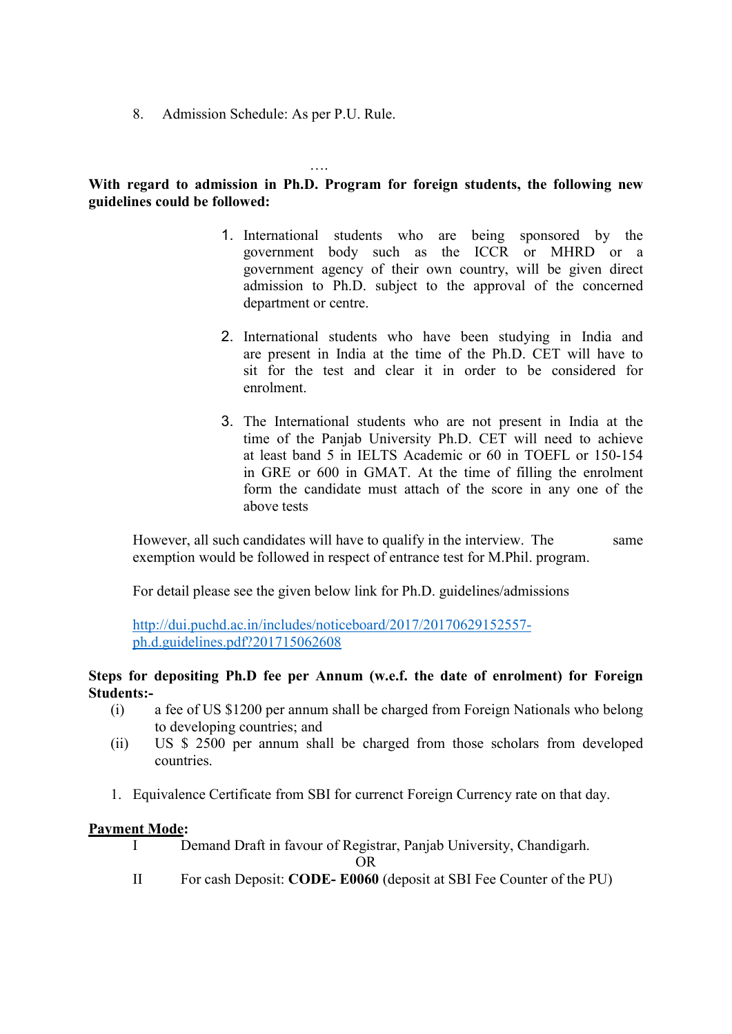8. Admission Schedule: As per P.U. Rule.

….

**With regard to admission in Ph.D. Program for foreign students, the following new guidelines could be followed:**

1. International students who are being sponsored by the government body such as the ICCR or MHRD or a government agency of their own country, will be given direct admission to Ph.D. subject to the approval of the concerned department or centre.

2. International students who have been studying in India and are present in India at the time of the Ph.D. CET will have to sit for the test and clear it in order to be considered for enrolment.

3. The International students who are not present in India at the time of the Panjab University Ph.D. CET will need to achieve at least band 5 in IELTS Academic or 60 in TOEFL or 150-154 in GRE or 600 in GMAT. At the time of filling the enrolment form the candidate must attach of the score in any one of the above tests

However, all such candidates will have to qualify in the interview. The same exemption would be followed in respect of entrance test for M.Phil. program.

For detail please see the given below link for Ph.D. guidelines/admissions

http://dui.puchd.ac.in/includes/noticeboard/2017/20170629152557-ph.d.guidelines.pdf?201715062608

**Steps for depositing Ph.D fee per Annum (w.e.f. the date of enrolment) for Foreign Students:-**

(i) a fee of US $1200 per annum shall be charged from Foreign Nationals who belong to developing countries; and

(ii) US $ 2500 per annum shall be charged from those scholars from developed countries.

1. Equivalence Certificate from SBI for currenct Foreign Currency rate on that day.

**Payment Mode:**

I Demand Draft in favour of Registrar, Panjab University, Chandigarh.

OR

II For cash Deposit: **CODE- E0060** (deposit at SBI Fee Counter of the PU)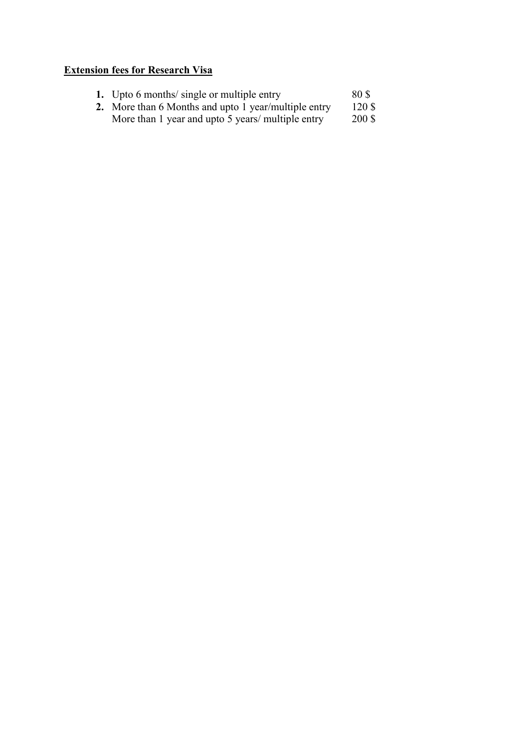**Extension fees for Research Visa**

| | | |
|---|---|---|
| **1.** | Upto 6 months/ single or multiple entry | 80 $ |
| **2.** | More than 6 Months and upto 1 year/multiple entry | 120 $ |
| | More than 1 year and upto 5 years/ multiple entry | 200 $ |